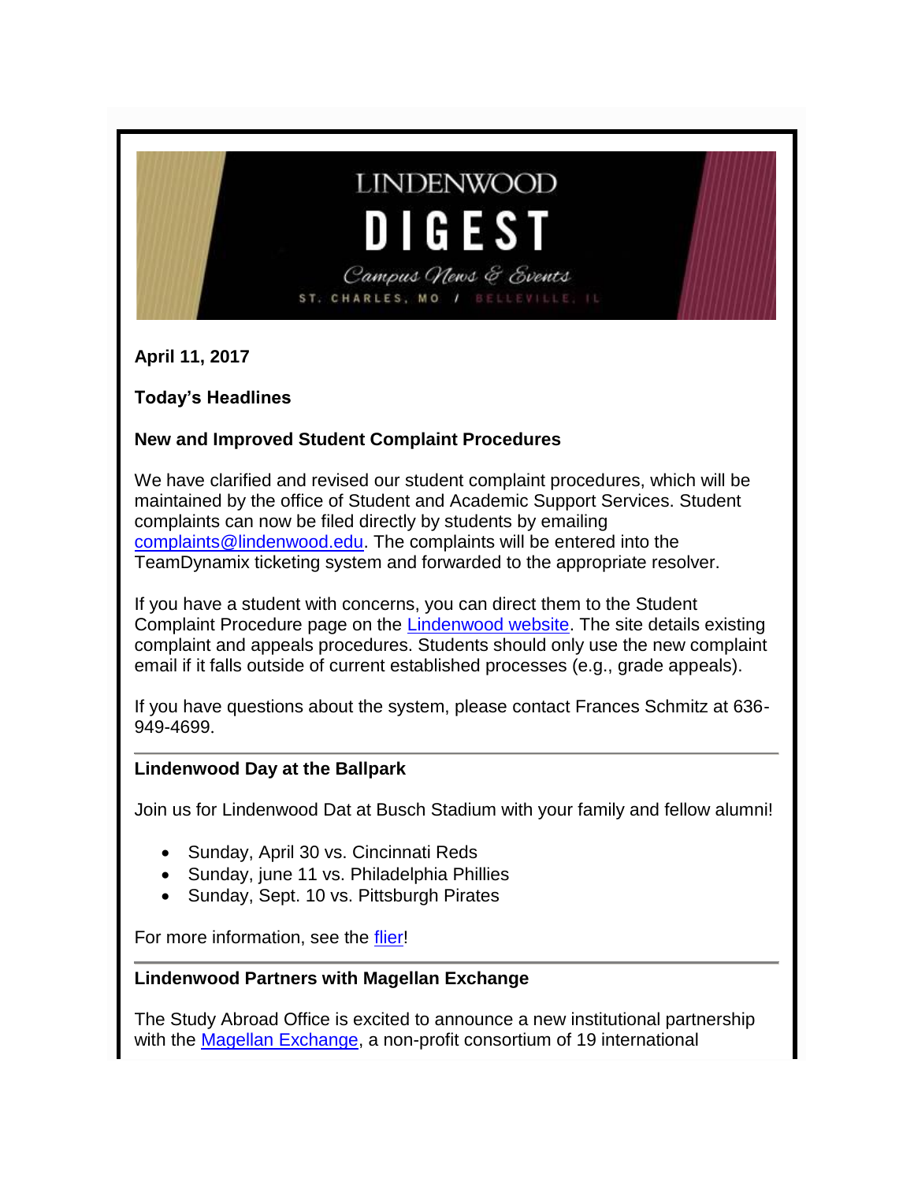# LINDENWOOD DIGEST

*Campus News & Events*

ST. CHARLES, MO / BELLEVILLE, IL

**April 11, 2017**

**Today's Headlines**

### New and Improved Student Complaint Procedures

We have clarified and revised our student complaint procedures, which will be maintained by the office of Student and Academic Support Services. Student complaints can now be filed directly by students by emailing complaints@lindenwood.edu. The complaints will be entered into the TeamDynamix ticketing system and forwarded to the appropriate resolver.

If you have a student with concerns, you can direct them to the Student Complaint Procedure page on the Lindenwood website. The site details existing complaint and appeals procedures. Students should only use the new complaint email if it falls outside of current established processes (e.g., grade appeals).

If you have questions about the system, please contact Frances Schmitz at 636-949-4699.

---

### Lindenwood Day at the Ballpark

Join us for Lindenwood Dat at Busch Stadium with your family and fellow alumni!

- Sunday, April 30 vs. Cincinnati Reds
- Sunday, june 11 vs. Philadelphia Phillies
- Sunday, Sept. 10 vs. Pittsburgh Pirates

For more information, see the flier!

---

### Lindenwood Partners with Magellan Exchange

The Study Abroad Office is excited to announce a new institutional partnership with the Magellan Exchange, a non-profit consortium of 19 international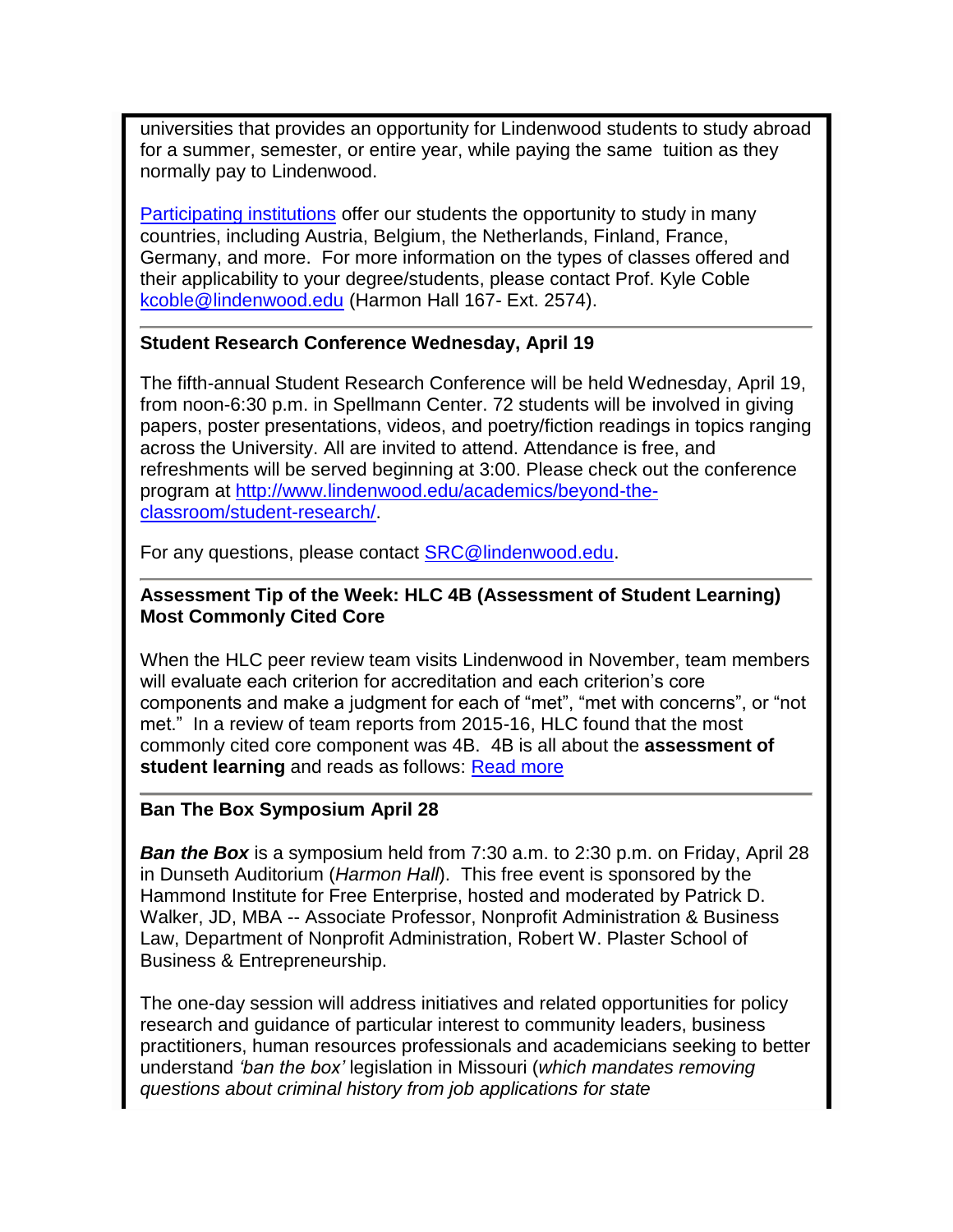universities that provides an opportunity for Lindenwood students to study abroad for a summer, semester, or entire year, while paying the same tuition as they normally pay to Lindenwood.

[Participating institutions](#) offer our students the opportunity to study in many countries, including Austria, Belgium, the Netherlands, Finland, France, Germany, and more. For more information on the types of classes offered and their applicability to your degree/students, please contact Prof. Kyle Coble kcoble@lindenwood.edu (Harmon Hall 167- Ext. 2574).

---

**Student Research Conference Wednesday, April 19**

The fifth-annual Student Research Conference will be held Wednesday, April 19, from noon-6:30 p.m. in Spellmann Center. 72 students will be involved in giving papers, poster presentations, videos, and poetry/fiction readings in topics ranging across the University. All are invited to attend. Attendance is free, and refreshments will be served beginning at 3:00. Please check out the conference program at http://www.lindenwood.edu/academics/beyond-the-classroom/student-research/.

For any questions, please contact SRC@lindenwood.edu.

---

**Assessment Tip of the Week: HLC 4B (Assessment of Student Learning) Most Commonly Cited Core**

When the HLC peer review team visits Lindenwood in November, team members will evaluate each criterion for accreditation and each criterion's core components and make a judgment for each of "met", "met with concerns", or "not met." In a review of team reports from 2015-16, HLC found that the most commonly cited core component was 4B. 4B is all about the **assessment of student learning** and reads as follows: [Read more](#)

---

**Ban The Box Symposium April 28**

***Ban the Box*** is a symposium held from 7:30 a.m. to 2:30 p.m. on Friday, April 28 in Dunseth Auditorium (*Harmon Hall*). This free event is sponsored by the Hammond Institute for Free Enterprise, hosted and moderated by Patrick D. Walker, JD, MBA -- Associate Professor, Nonprofit Administration & Business Law, Department of Nonprofit Administration, Robert W. Plaster School of Business & Entrepreneurship.

The one-day session will address initiatives and related opportunities for policy research and guidance of particular interest to community leaders, business practitioners, human resources professionals and academicians seeking to better understand *'ban the box'* legislation in Missouri (*which mandates removing questions about criminal history from job applications for state*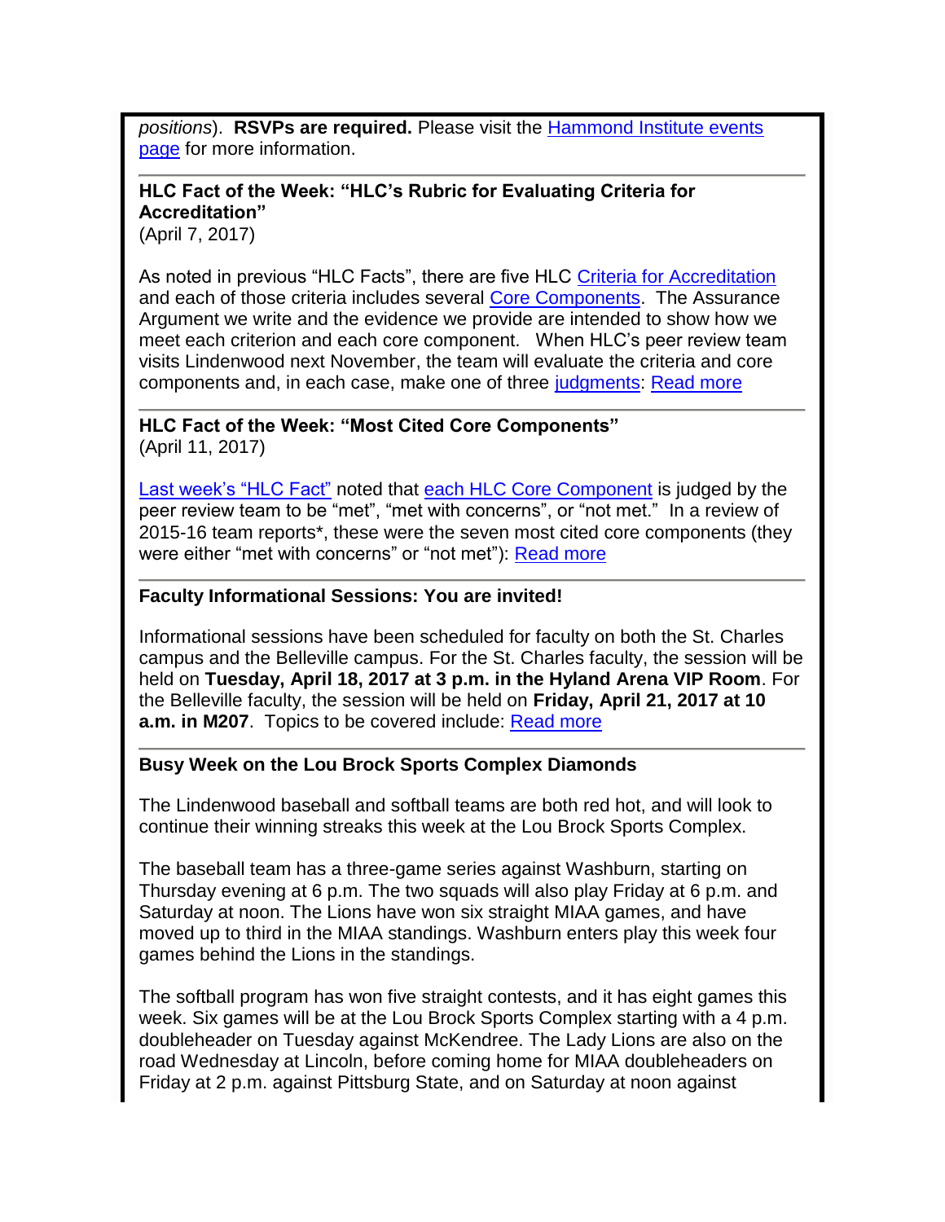*positions*). **RSVPs are required.** Please visit the [Hammond Institute events page] for more information.

---

**HLC Fact of the Week: "HLC's Rubric for Evaluating Criteria for Accreditation"**
(April 7, 2017)

As noted in previous "HLC Facts", there are five HLC [Criteria for Accreditation] and each of those criteria includes several [Core Components]. The Assurance Argument we write and the evidence we provide are intended to show how we meet each criterion and each core component. When HLC's peer review team visits Lindenwood next November, the team will evaluate the criteria and core components and, in each case, make one of three [judgments]: [Read more]

---

**HLC Fact of the Week: "Most Cited Core Components"**
(April 11, 2017)

[Last week's "HLC Fact"] noted that [each HLC Core Component] is judged by the peer review team to be "met", "met with concerns", or "not met." In a review of 2015-16 team reports*, these were the seven most cited core components (they were either "met with concerns" or "not met"): [Read more]

---

**Faculty Informational Sessions: You are invited!**

Informational sessions have been scheduled for faculty on both the St. Charles campus and the Belleville campus. For the St. Charles faculty, the session will be held on **Tuesday, April 18, 2017 at 3 p.m. in the Hyland Arena VIP Room**. For the Belleville faculty, the session will be held on **Friday, April 21, 2017 at 10 a.m. in M207**. Topics to be covered include: [Read more]

---

**Busy Week on the Lou Brock Sports Complex Diamonds**

The Lindenwood baseball and softball teams are both red hot, and will look to continue their winning streaks this week at the Lou Brock Sports Complex.

The baseball team has a three-game series against Washburn, starting on Thursday evening at 6 p.m. The two squads will also play Friday at 6 p.m. and Saturday at noon. The Lions have won six straight MIAA games, and have moved up to third in the MIAA standings. Washburn enters play this week four games behind the Lions in the standings.

The softball program has won five straight contests, and it has eight games this week. Six games will be at the Lou Brock Sports Complex starting with a 4 p.m. doubleheader on Tuesday against McKendree. The Lady Lions are also on the road Wednesday at Lincoln, before coming home for MIAA doubleheaders on Friday at 2 p.m. against Pittsburg State, and on Saturday at noon against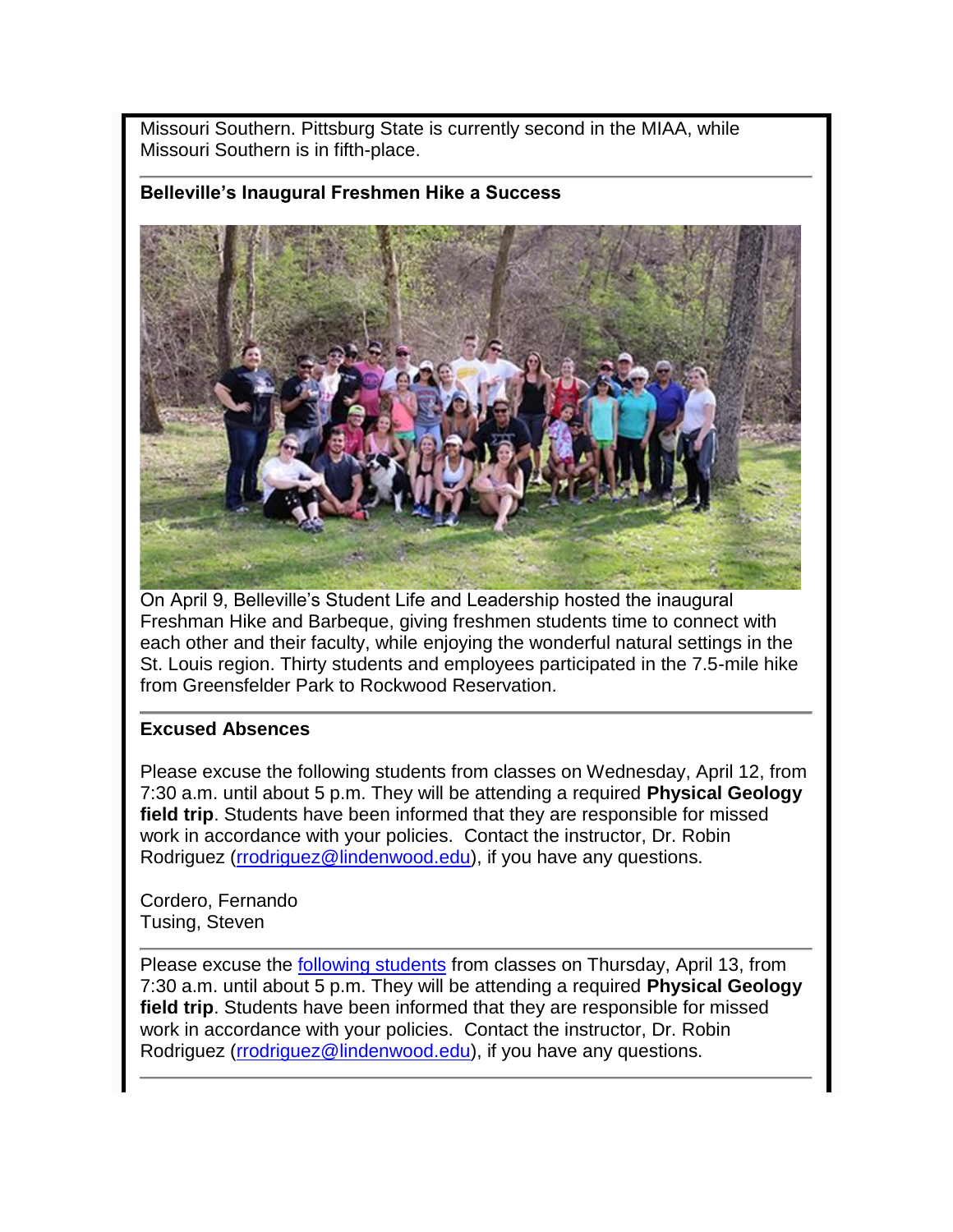Missouri Southern. Pittsburg State is currently second in the MIAA, while Missouri Southern is in fifth-place.

---

**Belleville's Inaugural Freshmen Hike a Success**

On April 9, Belleville's Student Life and Leadership hosted the inaugural Freshman Hike and Barbeque, giving freshmen students time to connect with each other and their faculty, while enjoying the wonderful natural settings in the St. Louis region. Thirty students and employees participated in the 7.5-mile hike from Greensfelder Park to Rockwood Reservation.

---

**Excused Absences**

Please excuse the following students from classes on Wednesday, April 12, from 7:30 a.m. until about 5 p.m. They will be attending a required **Physical Geology field trip**. Students have been informed that they are responsible for missed work in accordance with your policies. Contact the instructor, Dr. Robin Rodriguez (rrodriguez@lindenwood.edu), if you have any questions.

Cordero, Fernando
Tusing, Steven

---

Please excuse the following students from classes on Thursday, April 13, from 7:30 a.m. until about 5 p.m. They will be attending a required **Physical Geology field trip**. Students have been informed that they are responsible for missed work in accordance with your policies. Contact the instructor, Dr. Robin Rodriguez (rrodriguez@lindenwood.edu), if you have any questions.

---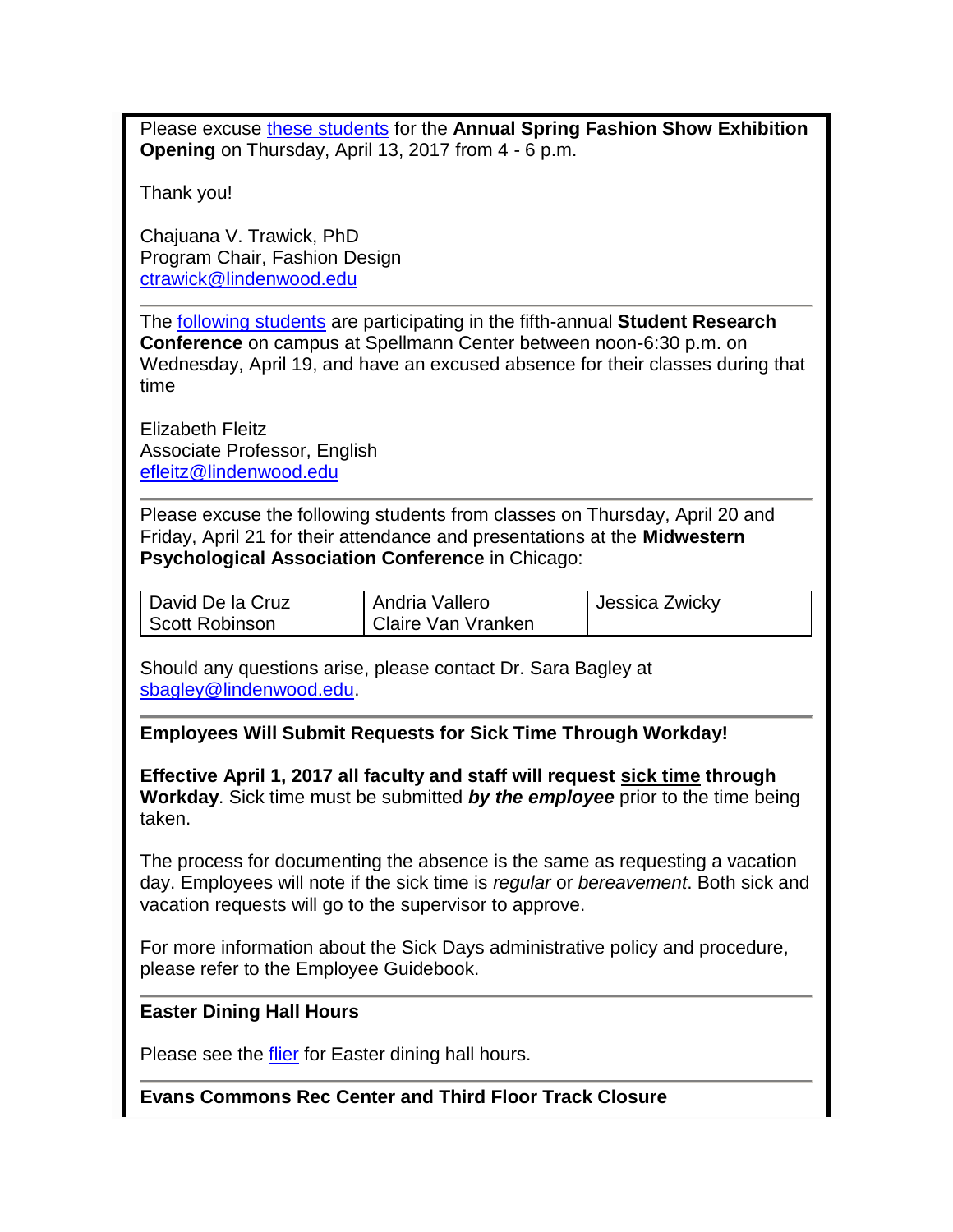Please excuse these students for the **Annual Spring Fashion Show Exhibition Opening** on Thursday, April 13, 2017 from 4 - 6 p.m.

Thank you!

Chajuana V. Trawick, PhD
Program Chair, Fashion Design
ctrawick@lindenwood.edu

---

The following students are participating in the fifth-annual **Student Research Conference** on campus at Spellmann Center between noon-6:30 p.m. on Wednesday, April 19, and have an excused absence for their classes during that time

Elizabeth Fleitz
Associate Professor, English
efleitz@lindenwood.edu

---

Please excuse the following students from classes on Thursday, April 20 and Friday, April 21 for their attendance and presentations at the **Midwestern Psychological Association Conference** in Chicago:

| | | |
|---|---|---|
| David De la Cruz<br>Scott Robinson | Andria Vallero<br>Claire Van Vranken | Jessica Zwicky |

Should any questions arise, please contact Dr. Sara Bagley at sbagley@lindenwood.edu.

---

**Employees Will Submit Requests for Sick Time Through Workday!**

**Effective April 1, 2017 all faculty and staff will request sick time through Workday**. Sick time must be submitted ***by the employee*** prior to the time being taken.

The process for documenting the absence is the same as requesting a vacation day. Employees will note if the sick time is *regular* or *bereavement*. Both sick and vacation requests will go to the supervisor to approve.

For more information about the Sick Days administrative policy and procedure, please refer to the Employee Guidebook.

---

**Easter Dining Hall Hours**

Please see the flier for Easter dining hall hours.

---

**Evans Commons Rec Center and Third Floor Track Closure**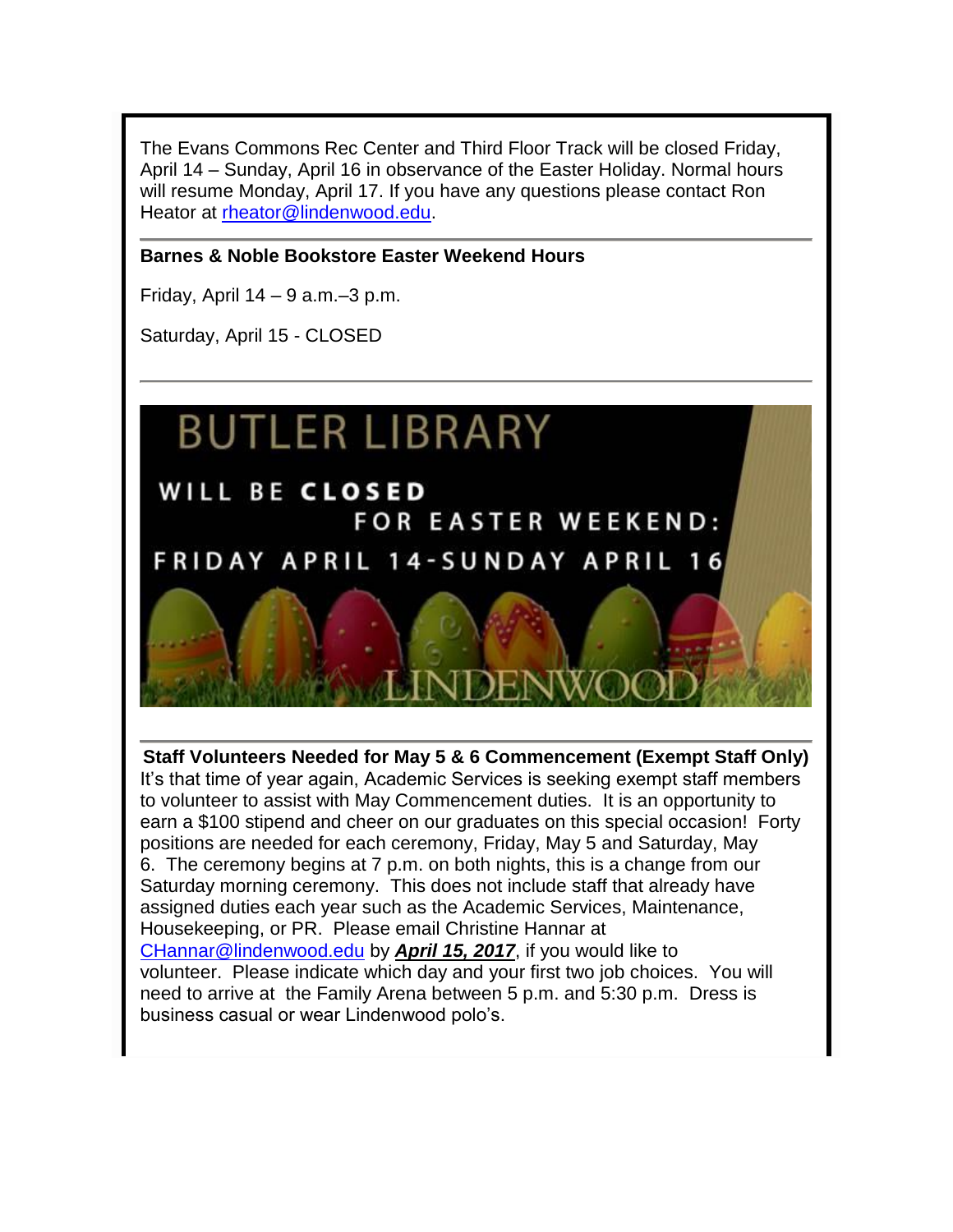The Evans Commons Rec Center and Third Floor Track will be closed Friday, April 14 – Sunday, April 16 in observance of the Easter Holiday. Normal hours will resume Monday, April 17. If you have any questions please contact Ron Heator at rheator@lindenwood.edu.

---

**Barnes & Noble Bookstore Easter Weekend Hours**

Friday, April 14 – 9 a.m.–3 p.m.

Saturday, April 15 - CLOSED

---

BUTLER LIBRARY

WILL BE **CLOSED** FOR EASTER WEEKEND:

FRIDAY APRIL 14-SUNDAY APRIL 16

LINDENWOOD

---

**Staff Volunteers Needed for May 5 & 6 Commencement (Exempt Staff Only)**

It's that time of year again, Academic Services is seeking exempt staff members to volunteer to assist with May Commencement duties. It is an opportunity to earn a $100 stipend and cheer on our graduates on this special occasion! Forty positions are needed for each ceremony, Friday, May 5 and Saturday, May 6. The ceremony begins at 7 p.m. on both nights, this is a change from our Saturday morning ceremony. This does not include staff that already have assigned duties each year such as the Academic Services, Maintenance, Housekeeping, or PR. Please email Christine Hannar at CHannar@lindenwood.edu by ***April 15, 2017***, if you would like to volunteer. Please indicate which day and your first two job choices. You will need to arrive at the Family Arena between 5 p.m. and 5:30 p.m. Dress is business casual or wear Lindenwood polo's.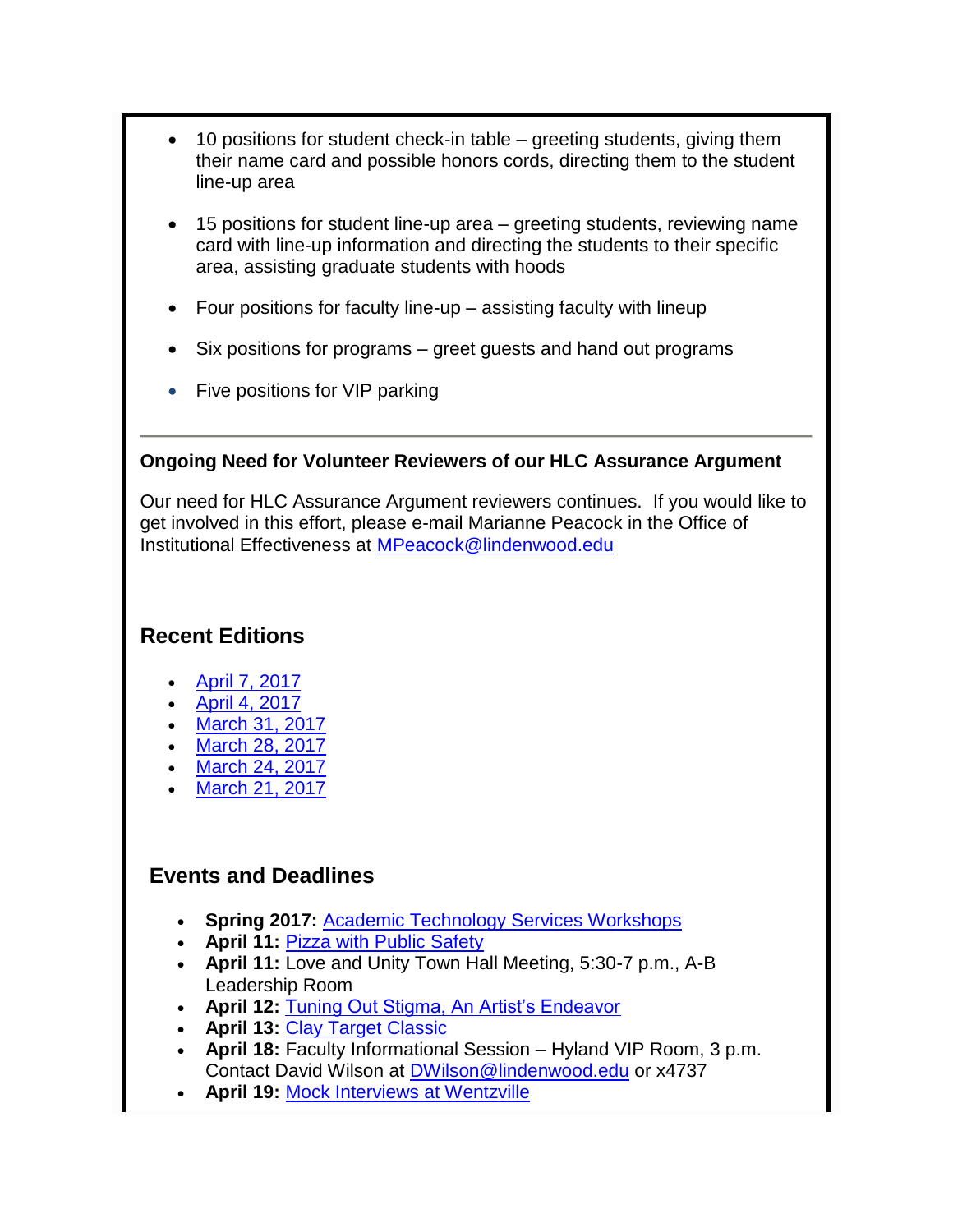- 10 positions for student check-in table – greeting students, giving them their name card and possible honors cords, directing them to the student line-up area
- 15 positions for student line-up area – greeting students, reviewing name card with line-up information and directing the students to their specific area, assisting graduate students with hoods
- Four positions for faculty line-up – assisting faculty with lineup
- Six positions for programs – greet guests and hand out programs
- Five positions for VIP parking

---

**Ongoing Need for Volunteer Reviewers of our HLC Assurance Argument**

Our need for HLC Assurance Argument reviewers continues. If you would like to get involved in this effort, please e-mail Marianne Peacock in the Office of Institutional Effectiveness at MPeacock@lindenwood.edu

## Recent Editions

- April 7, 2017
- April 4, 2017
- March 31, 2017
- March 28, 2017
- March 24, 2017
- March 21, 2017

## Events and Deadlines

- **Spring 2017:** Academic Technology Services Workshops
- **April 11:** Pizza with Public Safety
- **April 11:** Love and Unity Town Hall Meeting, 5:30-7 p.m., A-B Leadership Room
- **April 12:** Tuning Out Stigma, An Artist's Endeavor
- **April 13:** Clay Target Classic
- **April 18:** Faculty Informational Session – Hyland VIP Room, 3 p.m. Contact David Wilson at DWilson@lindenwood.edu or x4737
- **April 19:** Mock Interviews at Wentzville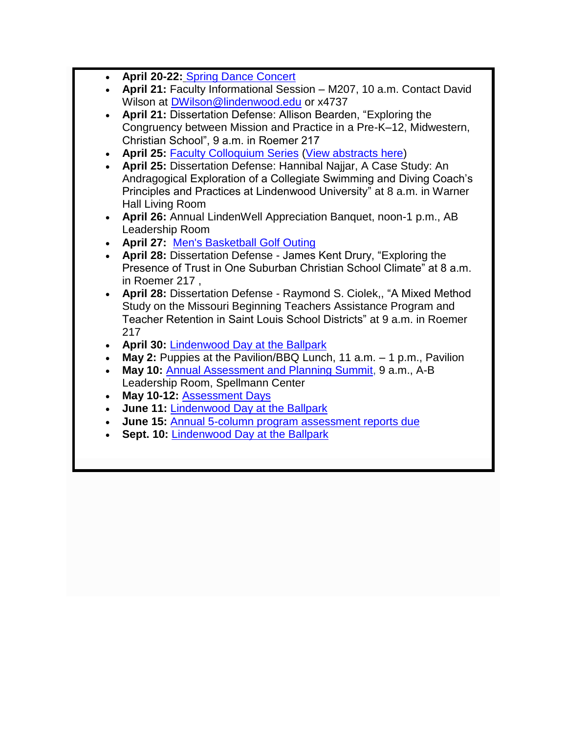- **April 20-22:** Spring Dance Concert
- **April 21:** Faculty Informational Session – M207, 10 a.m. Contact David Wilson at DWilson@lindenwood.edu or x4737
- **April 21:** Dissertation Defense: Allison Bearden, "Exploring the Congruency between Mission and Practice in a Pre-K–12, Midwestern, Christian School", 9 a.m. in Roemer 217
- **April 25:** Faculty Colloquium Series (View abstracts here)
- **April 25:** Dissertation Defense: Hannibal Najjar, A Case Study: An Andragogical Exploration of a Collegiate Swimming and Diving Coach's Principles and Practices at Lindenwood University" at 8 a.m. in Warner Hall Living Room
- **April 26:** Annual LindenWell Appreciation Banquet, noon-1 p.m., AB Leadership Room
- **April 27:** Men's Basketball Golf Outing
- **April 28:** Dissertation Defense - James Kent Drury, "Exploring the Presence of Trust in One Suburban Christian School Climate" at 8 a.m. in Roemer 217 ,
- **April 28:** Dissertation Defense - Raymond S. Ciolek,, "A Mixed Method Study on the Missouri Beginning Teachers Assistance Program and Teacher Retention in Saint Louis School Districts" at 9 a.m. in Roemer 217
- **April 30:** Lindenwood Day at the Ballpark
- **May 2:** Puppies at the Pavilion/BBQ Lunch, 11 a.m. – 1 p.m., Pavilion
- **May 10:** Annual Assessment and Planning Summit, 9 a.m., A-B Leadership Room, Spellmann Center
- **May 10-12:** Assessment Days
- **June 11:** Lindenwood Day at the Ballpark
- **June 15:** Annual 5-column program assessment reports due
- **Sept. 10:** Lindenwood Day at the Ballpark